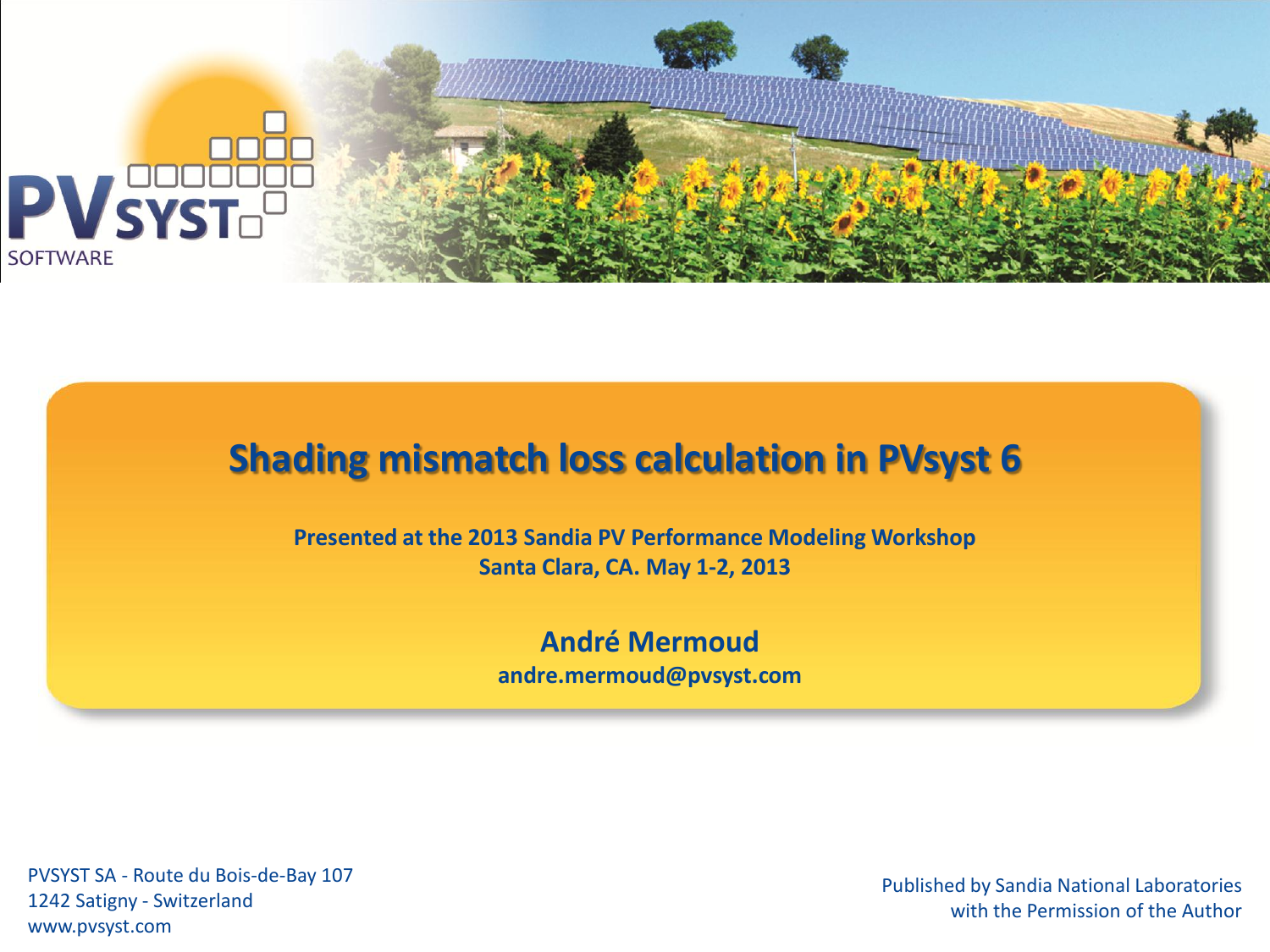# Shading mismatch loss calculation in PVsyst 6

**Presented at the 2013 Sandia PV Performance Modeling Workshop**
**Santa Clara, CA. May 1-2, 2013**

**André Mermoud**
**andre.mermoud@pvsyst.com**

PVSYST SA - Route du Bois-de-Bay 107
1242 Satigny - Switzerland
www.pvsyst.com

Published by Sandia National Laboratories
with the Permission of the Author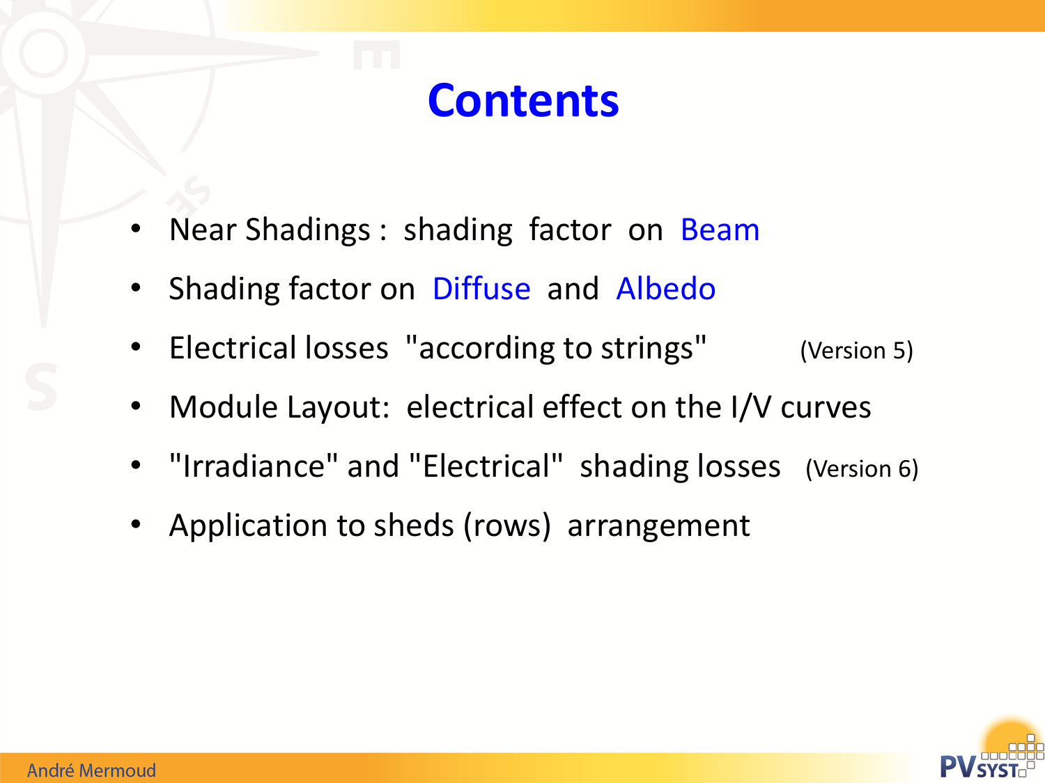# Contents

- Near Shadings : shading factor on Beam
- Shading factor on Diffuse and Albedo
- Electrical losses "according to strings" (Version 5)
- Module Layout: electrical effect on the I/V curves
- "Irradiance" and "Electrical" shading losses (Version 6)
- Application to sheds (rows) arrangement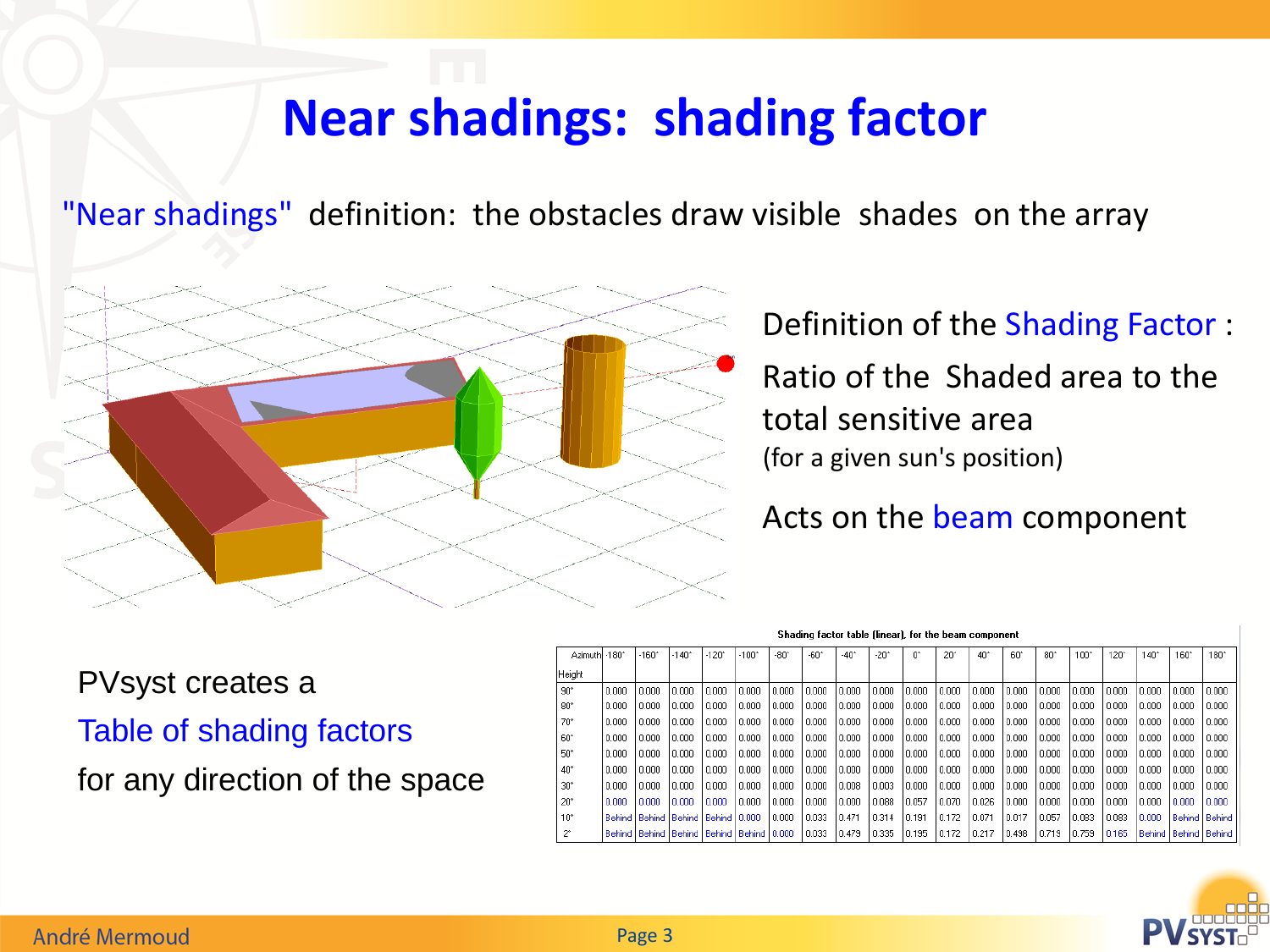# Near shadings: shading factor

"Near shadings" definition: the obstacles draw visible shades on the array

Definition of the Shading Factor :

Ratio of the Shaded area to the total sensitive area
(for a given sun's position)

Acts on the beam component

PVsyst creates a
Table of shading factors
for any direction of the space

Shading factor table (linear), for the beam component

| Azimuth / Height | -180° | -160° | -140° | -120° | -100° | -80° | -60° | -40° | -20° | 0° | 20° | 40° | 60° | 80° | 100° | 120° | 140° | 160° | 180° |
|---|---|---|---|---|---|---|---|---|---|---|---|---|---|---|---|---|---|---|---|
| 90° | 0.000 | 0.000 | 0.000 | 0.000 | 0.000 | 0.000 | 0.000 | 0.000 | 0.000 | 0.000 | 0.000 | 0.000 | 0.000 | 0.000 | 0.000 | 0.000 | 0.000 | 0.000 | 0.000 |
| 80° | 0.000 | 0.000 | 0.000 | 0.000 | 0.000 | 0.000 | 0.000 | 0.000 | 0.000 | 0.000 | 0.000 | 0.000 | 0.000 | 0.000 | 0.000 | 0.000 | 0.000 | 0.000 | 0.000 |
| 70° | 0.000 | 0.000 | 0.000 | 0.000 | 0.000 | 0.000 | 0.000 | 0.000 | 0.000 | 0.000 | 0.000 | 0.000 | 0.000 | 0.000 | 0.000 | 0.000 | 0.000 | 0.000 | 0.000 |
| 60° | 0.000 | 0.000 | 0.000 | 0.000 | 0.000 | 0.000 | 0.000 | 0.000 | 0.000 | 0.000 | 0.000 | 0.000 | 0.000 | 0.000 | 0.000 | 0.000 | 0.000 | 0.000 | 0.000 |
| 50° | 0.000 | 0.000 | 0.000 | 0.000 | 0.000 | 0.000 | 0.000 | 0.000 | 0.000 | 0.000 | 0.000 | 0.000 | 0.000 | 0.000 | 0.000 | 0.000 | 0.000 | 0.000 | 0.000 |
| 40° | 0.000 | 0.000 | 0.000 | 0.000 | 0.000 | 0.000 | 0.000 | 0.000 | 0.000 | 0.000 | 0.000 | 0.000 | 0.000 | 0.000 | 0.000 | 0.000 | 0.000 | 0.000 | 0.000 |
| 30° | 0.000 | 0.000 | 0.000 | 0.000 | 0.000 | 0.000 | 0.000 | 0.008 | 0.003 | 0.000 | 0.000 | 0.000 | 0.000 | 0.000 | 0.000 | 0.000 | 0.000 | 0.000 | 0.000 |
| 20° | 0.000 | 0.000 | 0.000 | 0.000 | 0.000 | 0.000 | 0.000 | 0.000 | 0.088 | 0.057 | 0.070 | 0.026 | 0.000 | 0.000 | 0.000 | 0.000 | 0.000 | 0.000 | 0.000 |
| 10° | Behind | Behind | Behind | Behind | 0.000 | 0.000 | 0.033 | 0.471 | 0.314 | 0.191 | 0.172 | 0.071 | 0.017 | 0.057 | 0.093 | 0.083 | 0.000 | Behind | Behind |
| 2° | Behind | Behind | Behind | Behind | Behind | 0.000 | 0.033 | 0.479 | 0.335 | 0.195 | 0.172 | 0.217 | 0.498 | 0.719 | 0.759 | 0.165 | Behind | Behind | Behind |

André Mermoud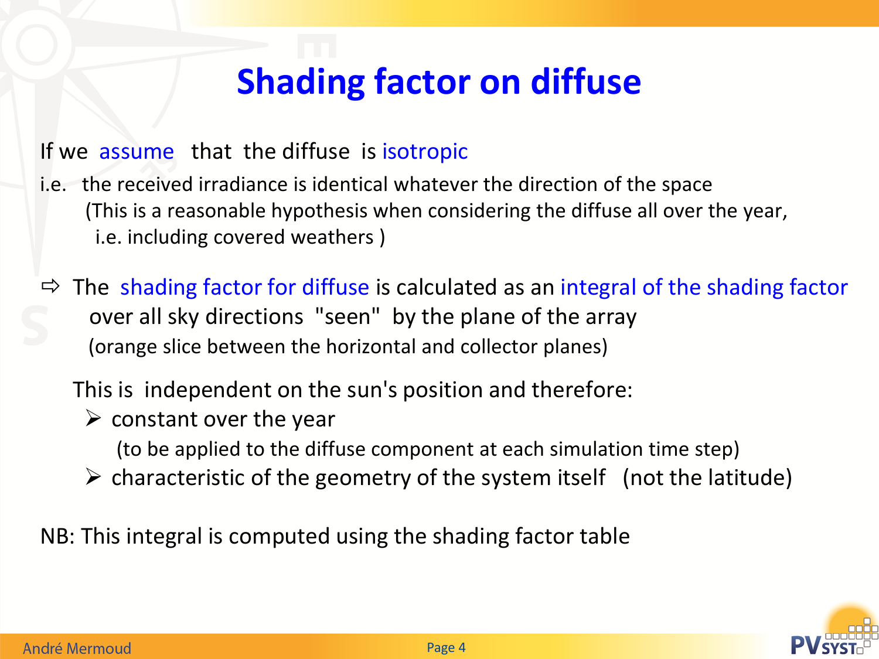# Shading factor on diffuse

If we assume that the diffuse is isotropic

i.e. the received irradiance is identical whatever the direction of the space

(This is a reasonable hypothesis when considering the diffuse all over the year, i.e. including covered weathers )

⇨ The shading factor for diffuse is calculated as an integral of the shading factor over all sky directions "seen" by the plane of the array (orange slice between the horizontal and collector planes)

This is independent on the sun's position and therefore:

- constant over the year (to be applied to the diffuse component at each simulation time step)
- characteristic of the geometry of the system itself (not the latitude)

NB: This integral is computed using the shading factor table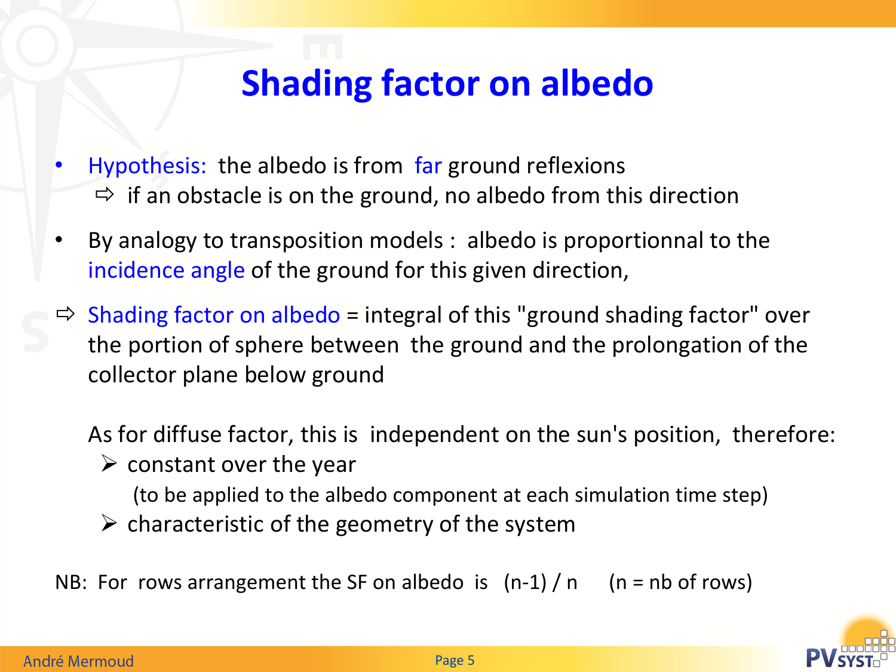# Shading factor on albedo

- Hypothesis: the albedo is from far ground reflexions
  ⇨ if an obstacle is on the ground, no albedo from this direction

- By analogy to transposition models : albedo is proportionnal to the incidence angle of the ground for this given direction,

⇨ Shading factor on albedo = integral of this "ground shading factor" over the portion of sphere between the ground and the prolongation of the collector plane below ground

As for diffuse factor, this is independent on the sun's position, therefore:

- constant over the year
  (to be applied to the albedo component at each simulation time step)
- characteristic of the geometry of the system

NB: For rows arrangement the SF on albedo is (n-1) / n (n = nb of rows)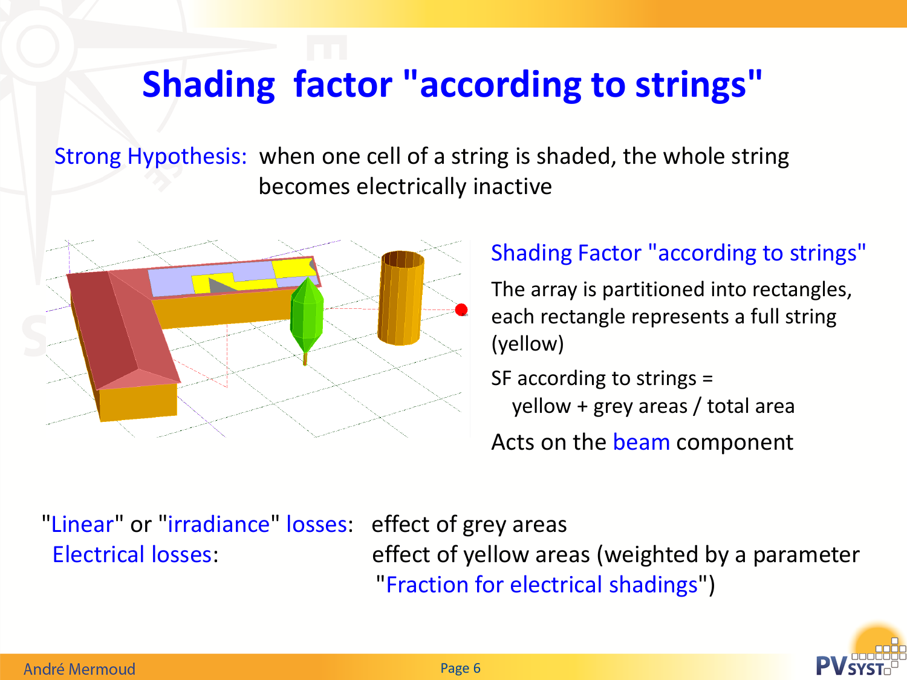# Shading factor "according to strings"

Strong Hypothesis: when one cell of a string is shaded, the whole string becomes electrically inactive

## Shading Factor "according to strings"

The array is partitioned into rectangles, each rectangle represents a full string (yellow)

SF according to strings =
yellow + grey areas / total area

Acts on the beam component

"Linear" or "irradiance" losses: effect of grey areas

Electrical losses: effect of yellow areas (weighted by a parameter "Fraction for electrical shadings")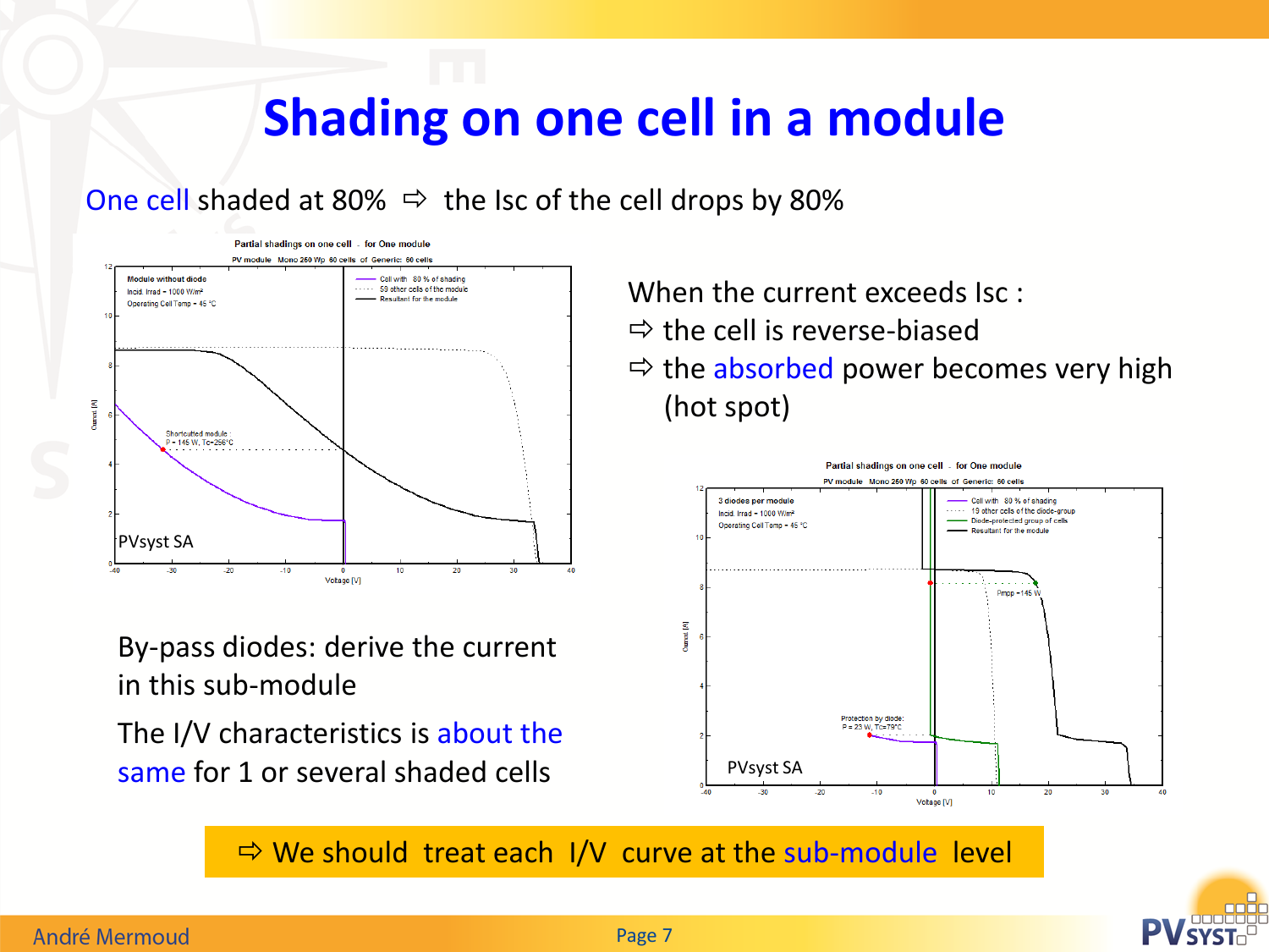# Shading on one cell in a module

One cell shaded at 80% ⇨ the Isc of the cell drops by 80%

When the current exceeds Isc :

⇨ the cell is reverse-biased

⇨ the absorbed power becomes very high (hot spot)

By-pass diodes: derive the current in this sub-module

The I/V characteristics is about the same for 1 or several shaded cells

⇨ We should treat each I/V curve at the sub-module level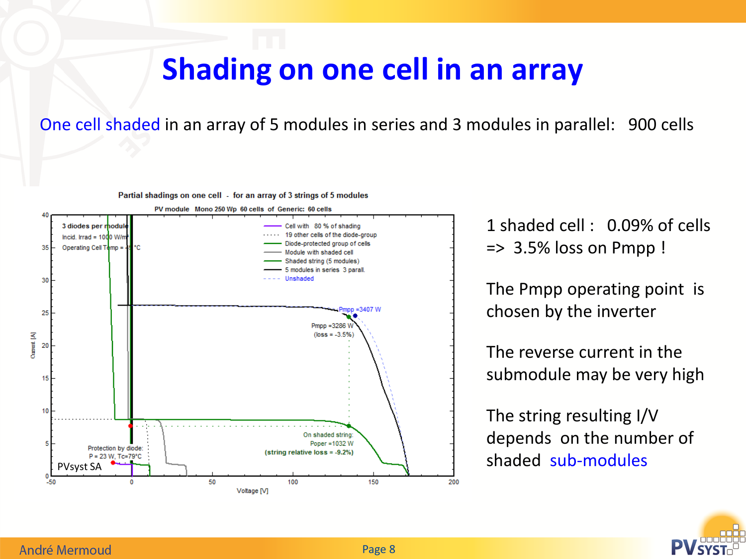# Shading on one cell in an array

One cell shaded in an array of 5 modules in series and 3 modules in parallel: 900 cells

Partial shadings on one cell - for an array of 3 strings of 5 modules

PV module Mono 250 Wp 60 cells of Generic: 60 cells

3 diodes per module
Incid. Irrad = 1000 W/m²
Operating Cell Temp = 45 °C

- Cell with 80 % of shading
- 19 other cells of the diode-group
- Diode-protected group of cells
- Module with shaded cell
- Shaded string (5 modules)
- 5 modules in series 3 parall.
- Unshaded

Pmpp = 3407 W

Pmpp = 3286 W (loss = -3.5%)

On shaded string: Poper = 1032 W (string relative loss = -9.2%)

Protection by diode: P = 23 W, Tc=79°C

PVsyst SA

Current [A]

Voltage [V]

1 shaded cell : 0.09% of cells => 3.5% loss on Pmpp !

The Pmpp operating point is chosen by the inverter

The reverse current in the submodule may be very high

The string resulting I/V depends on the number of shaded sub-modules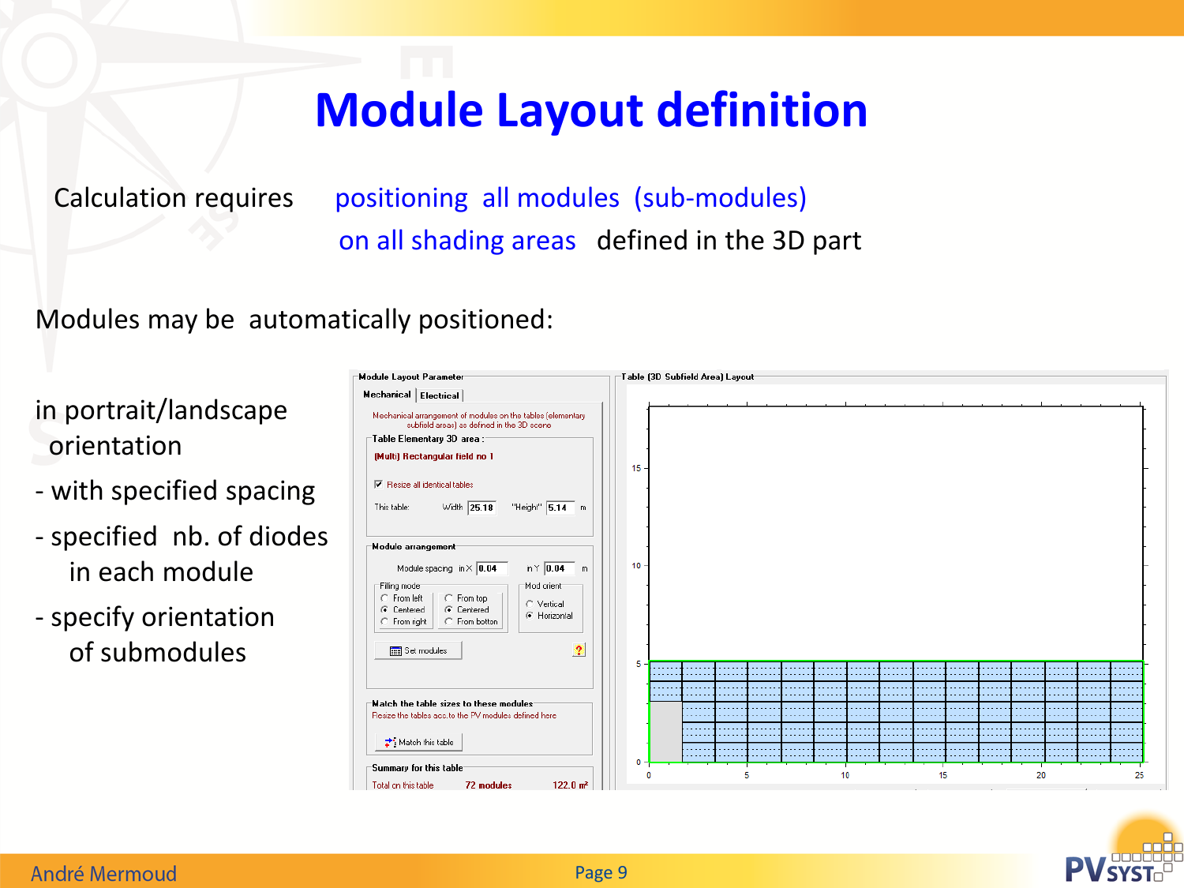# Module Layout definition

Calculation requires positioning all modules (sub-modules) on all shading areas defined in the 3D part

Modules may be automatically positioned:

in portrait/landscape orientation

- with specified spacing
- specified nb. of diodes in each module
- specify orientation of submodules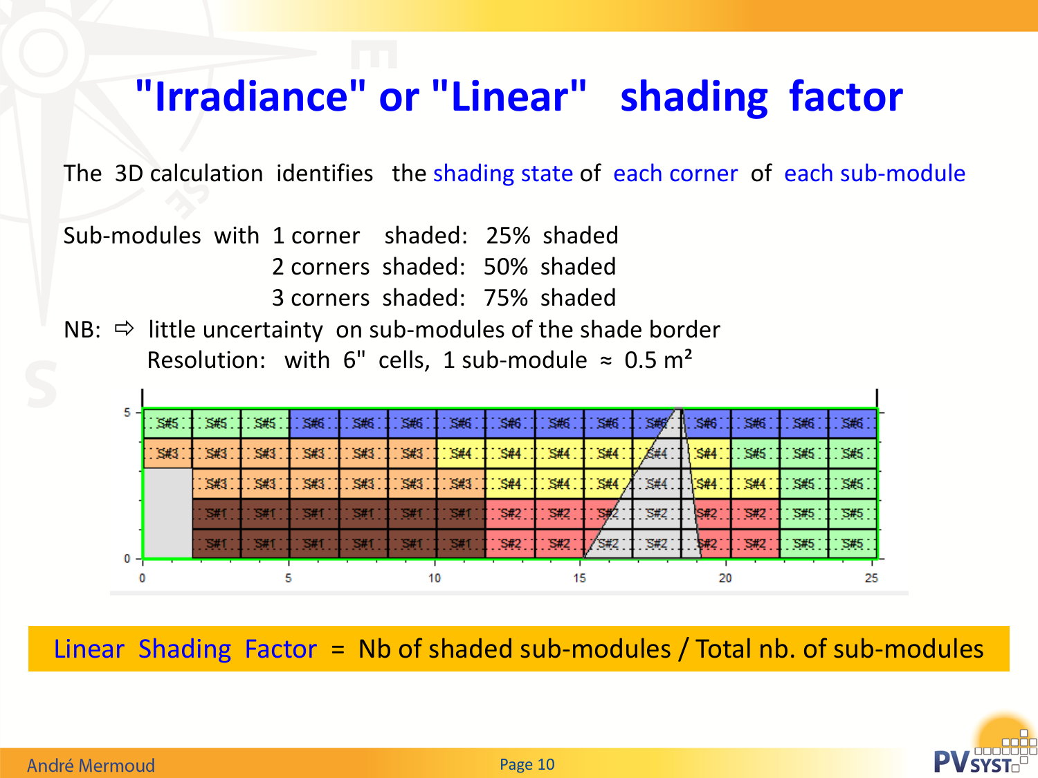# "Irradiance" or "Linear" shading factor

The 3D calculation identifies the shading state of each corner of each sub-module

Sub-modules with 1 corner shaded: 25% shaded

2 corners shaded: 50% shaded

3 corners shaded: 75% shaded

NB: ⇨ little uncertainty on sub-modules of the shade border

Resolution: with 6" cells, 1 sub-module ≈ 0.5 m²

**Linear Shading Factor = Nb of shaded sub-modules / Total nb. of sub-modules**

André Mermoud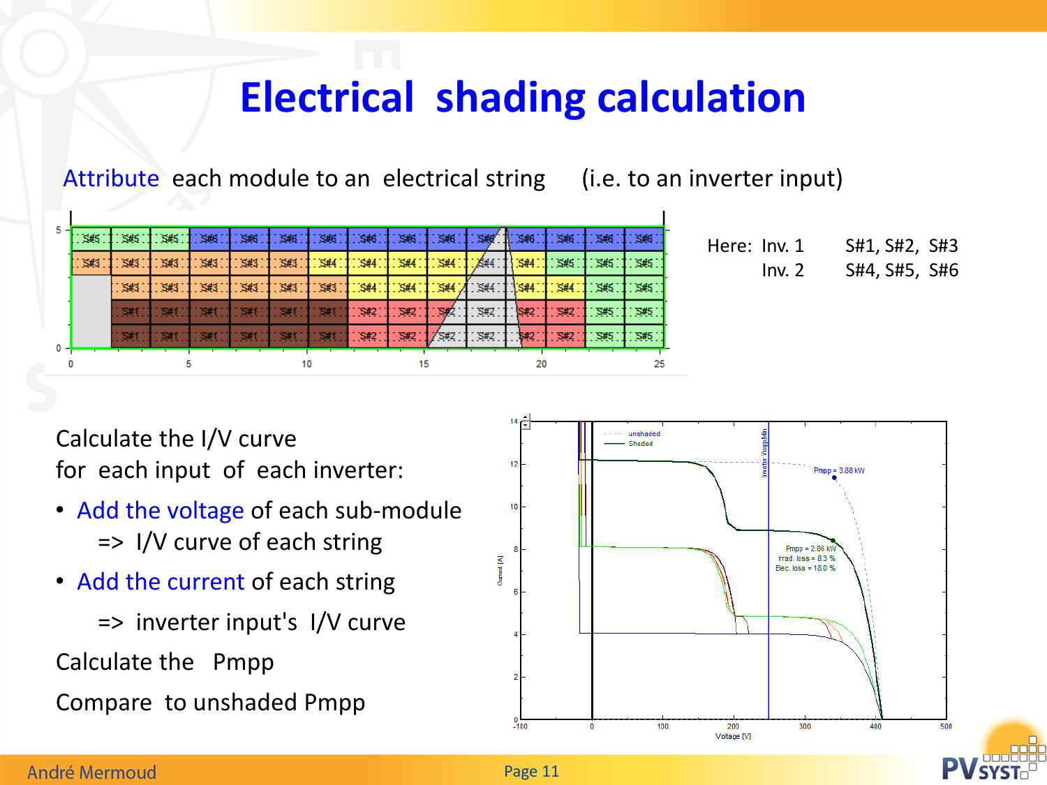# Electrical shading calculation

Attribute each module to an electrical string (i.e. to an inverter input)

Here: Inv. 1 S#1, S#2, S#3
Inv. 2 S#4, S#5, S#6

Calculate the I/V curve for each input of each inverter:

- Add the voltage of each sub-module
  => I/V curve of each string
- Add the current of each string
  => inverter input's I/V curve

Calculate the Pmpp

Compare to unshaded Pmpp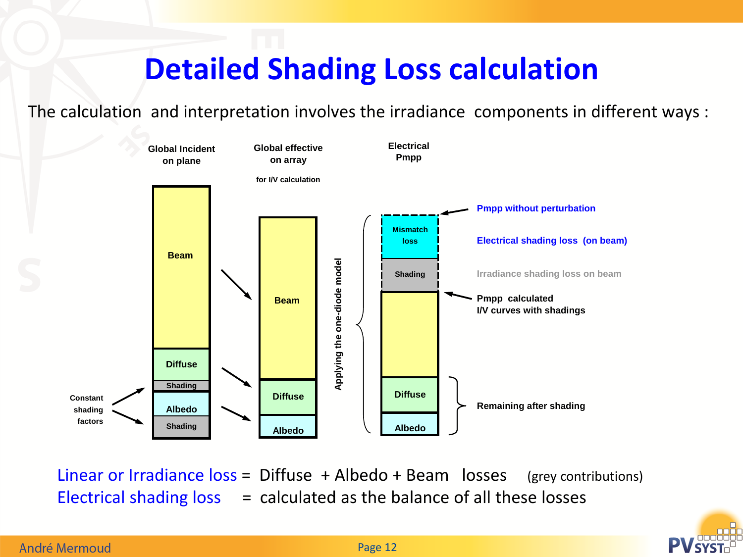# Detailed Shading Loss calculation

The calculation and interpretation involves the irradiance components in different ways :

**Global Incident on plane**

- Beam
- Diffuse
- Shading
- Albedo
- Shading

Constant shading factors

**Global effective on array**

for I/V calculation

- Beam
- Diffuse
- Albedo

Applying the one-diode model

**Electrical Pmpp**

- Mismatch loss
- Shading
- Diffuse
- Albedo

Pmpp without perturbation

Electrical shading loss (on beam)

Irradiance shading loss on beam

Pmpp calculated I/V curves with shadings

Remaining after shading

Linear or Irradiance loss = Diffuse + Albedo + Beam losses (grey contributions)

Electrical shading loss = calculated as the balance of all these losses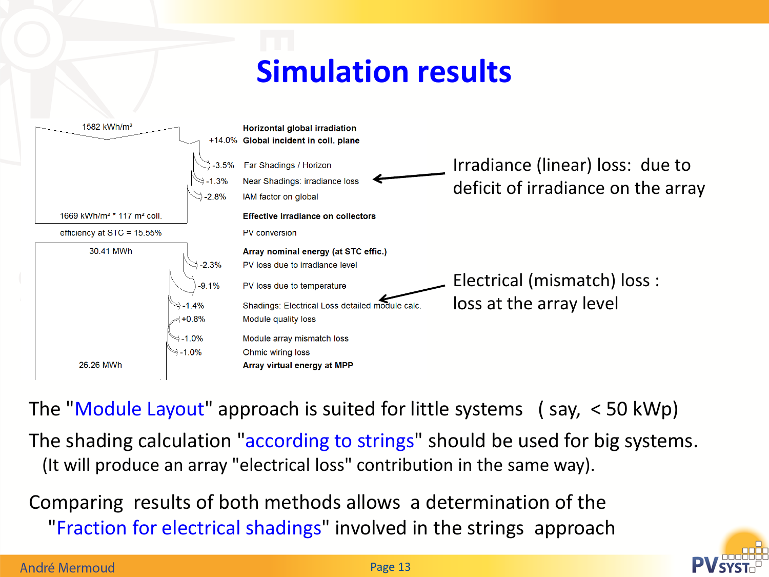# Simulation results

| | | |
|---|---|---|
| 1582 kWh/m² | | **Horizontal global irradiation** |
| | +14.0% | **Global incident in coll. plane** |
| | -3.5% | Far Shadings / Horizon |
| | -1.3% | Near Shadings: irradiance loss |
| | -2.8% | IAM factor on global |
| 1669 kWh/m² * 117 m² coll. | | **Effective irradiance on collectors** |
| efficiency at STC = 15.55% | | PV conversion |
| 30.41 MWh | | **Array nominal energy (at STC effic.)** |
| | -2.3% | PV loss due to irradiance level |
| | -9.1% | PV loss due to temperature |
| | -1.4% | Shadings: Electrical Loss detailed module calc. |
| | +0.8% | Module quality loss |
| | -1.0% | Module array mismatch loss |
| | -1.0% | Ohmic wiring loss |
| 26.26 MWh | | **Array virtual energy at MPP** |

Irradiance (linear) loss: due to deficit of irradiance on the array

Electrical (mismatch) loss : loss at the array level

The "Module Layout" approach is suited for little systems ( say, < 50 kWp)

The shading calculation "according to strings" should be used for big systems.
(It will produce an array "electrical loss" contribution in the same way).

Comparing results of both methods allows a determination of the "Fraction for electrical shadings" involved in the strings approach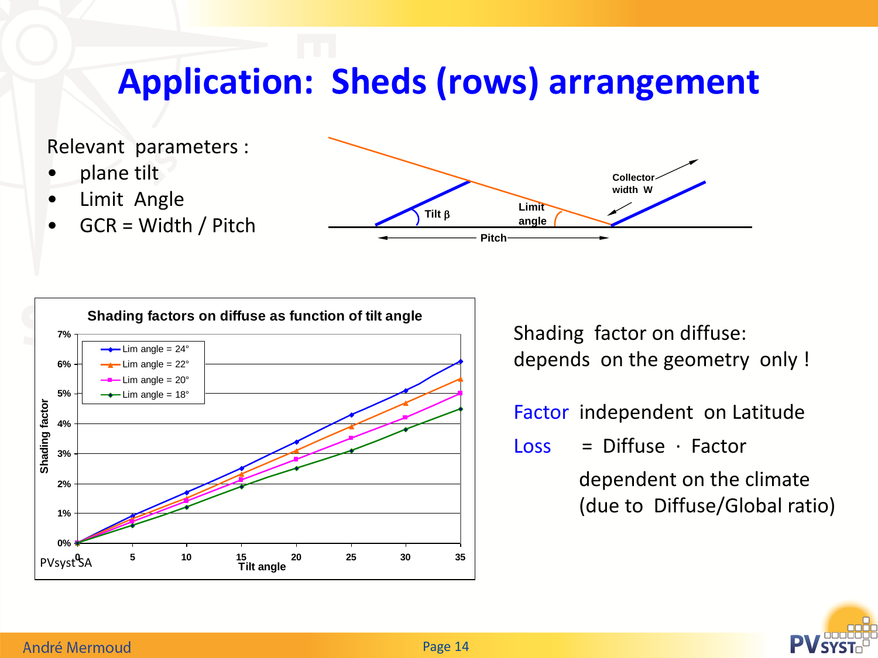# Application: Sheds (rows) arrangement

Relevant parameters :

- plane tilt
- Limit Angle
- GCR = Width / Pitch

Shading factor on diffuse:
depends on the geometry only !

Factor independent on Latitude

Loss = Diffuse · Factor

dependent on the climate
(due to Diffuse/Global ratio)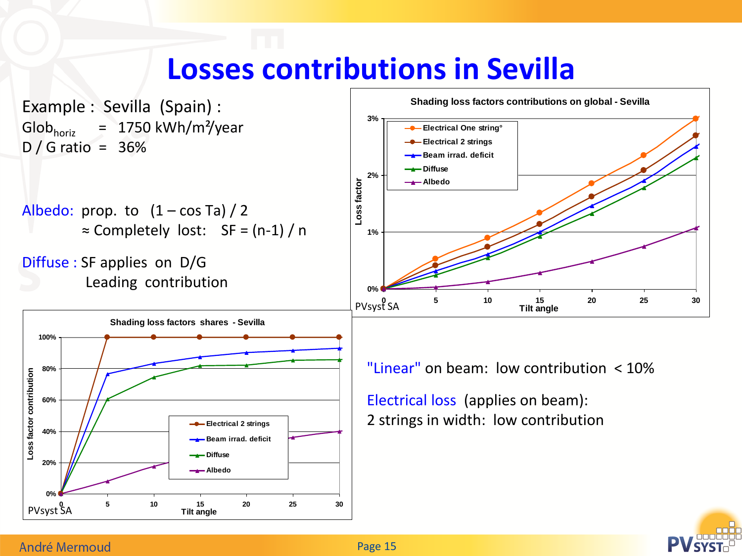# Losses contributions in Sevilla

Example : Sevilla (Spain) :

$Glob_{horiz}$ = 1750 kWh/m²/year

D / G ratio = 36%

Albedo: prop. to (1 – cos Ta) / 2

≈ Completely lost: SF = (n-1) / n

Diffuse : SF applies on D/G

Leading contribution

**Shading loss factors contributions on global - Sevilla**

Loss factor vs. Tilt angle (0–30), 0%–3%. Legend: Electrical One string°, Electrical 2 strings, Beam irrad. deficit, Diffuse, Albedo

PVsyst SA

**Shading loss factors shares - Sevilla**

Loss factor contribution vs. Tilt angle (0–30), 0%–100%. Legend: Electrical 2 strings, Beam irrad. deficit, Diffuse, Albedo

PVsyst SA

"Linear" on beam: low contribution < 10%

Electrical loss (applies on beam):

2 strings in width: low contribution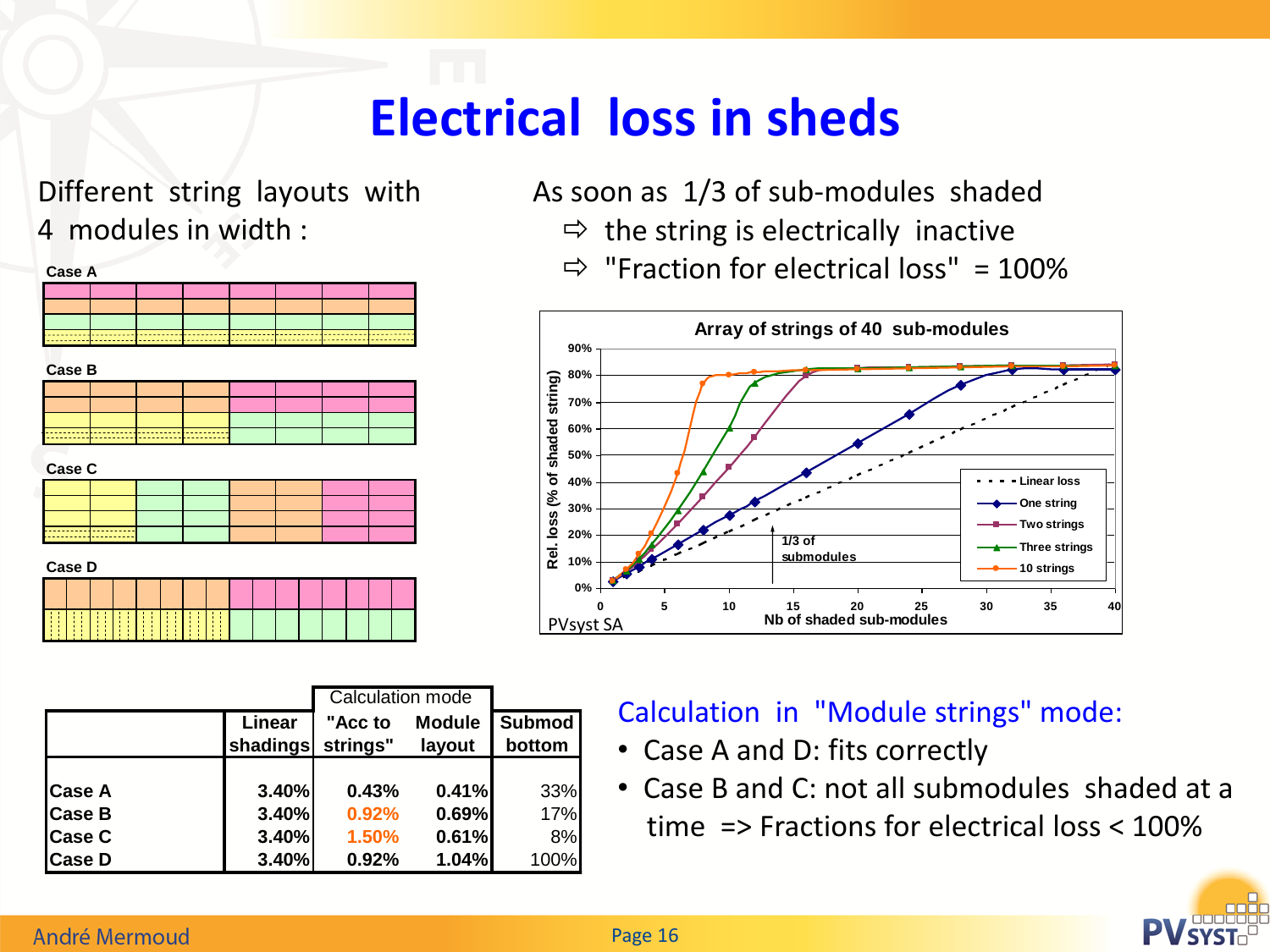# Electrical loss in sheds

Different string layouts with 4 modules in width :

Case A

Case B

Case C

Case D

As soon as 1/3 of sub-modules shaded

⇨ the string is electrically inactive

⇨ "Fraction for electrical loss" = 100%

| | Linear shadings | Calculation mode "Acc to strings" | Calculation mode Module layout | Submod bottom |
|---|---|---|---|---|
| Case A | 3.40% | 0.43% | 0.41% | 33% |
| Case B | 3.40% | 0.92% | 0.69% | 17% |
| Case C | 3.40% | 1.50% | 0.61% | 8% |
| Case D | 3.40% | 0.92% | 1.04% | 100% |

Calculation in "Module strings" mode:

- Case A and D: fits correctly
- Case B and C: not all submodules shaded at a time => Fractions for electrical loss < 100%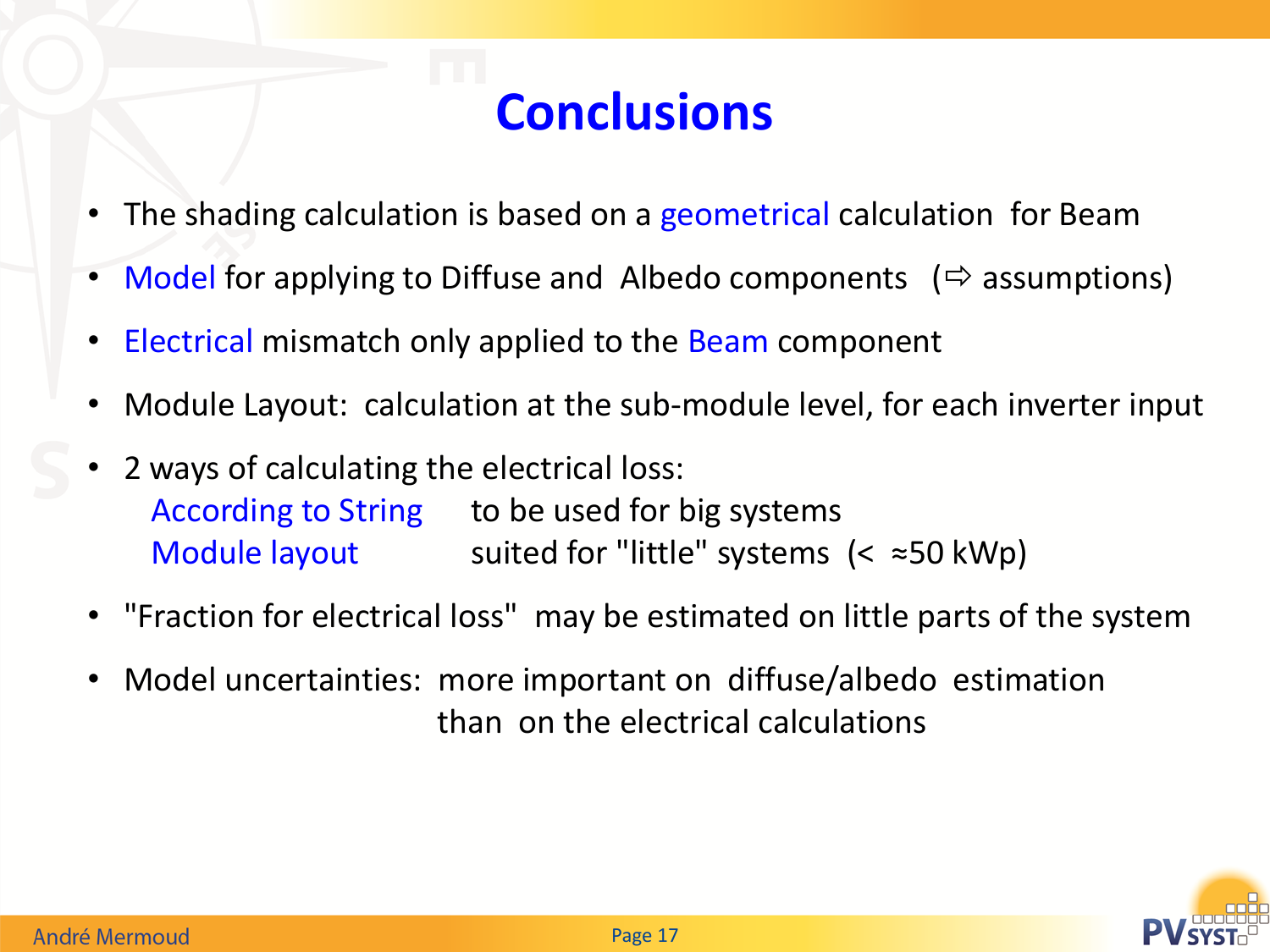# Conclusions

- The shading calculation is based on a geometrical calculation for Beam
- Model for applying to Diffuse and Albedo components (⇨ assumptions)
- Electrical mismatch only applied to the Beam component
- Module Layout: calculation at the sub-module level, for each inverter input
- 2 ways of calculating the electrical loss:
  - According to String — to be used for big systems
  - Module layout — suited for "little" systems (< ≈50 kWp)
- "Fraction for electrical loss" may be estimated on little parts of the system
- Model uncertainties: more important on diffuse/albedo estimation than on the electrical calculations